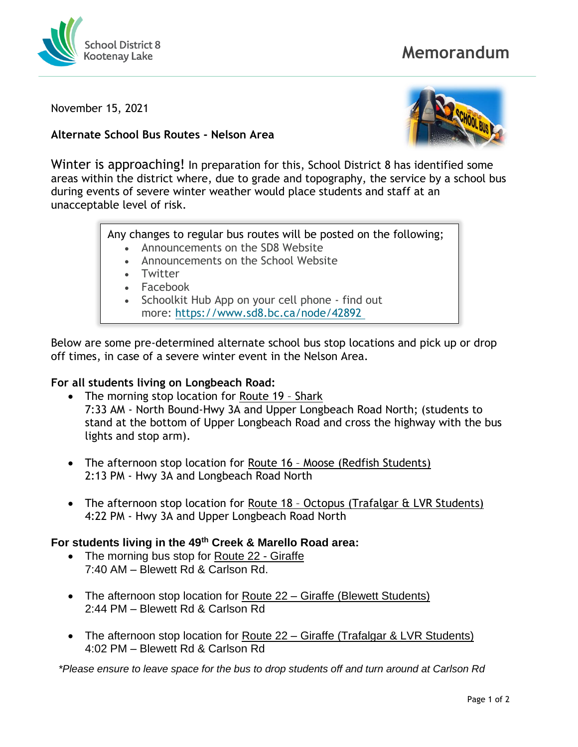School District 8
Kootenay Lake

# Memorandum

November 15, 2021

**Alternate School Bus Routes - Nelson Area**

Winter is approaching! In preparation for this, School District 8 has identified some areas within the district where, due to grade and topography, the service by a school bus during events of severe winter weather would place students and staff at an unacceptable level of risk.

Any changes to regular bus routes will be posted on the following;

- Announcements on the SD8 Website
- Announcements on the School Website
- Twitter
- Facebook
- Schoolkit Hub App on your cell phone - find out more: https://www.sd8.bc.ca/node/42892

Below are some pre-determined alternate school bus stop locations and pick up or drop off times, in case of a severe winter event in the Nelson Area.

**For all students living on Longbeach Road:**

- The morning stop location for Route 19 – Shark
  7:33 AM - North Bound-Hwy 3A and Upper Longbeach Road North; (students to stand at the bottom of Upper Longbeach Road and cross the highway with the bus lights and stop arm).

- The afternoon stop location for Route 16 – Moose (Redfish Students)
  2:13 PM - Hwy 3A and Longbeach Road North

- The afternoon stop location for Route 18 – Octopus (Trafalgar & LVR Students)
  4:22 PM - Hwy 3A and Upper Longbeach Road North

**For students living in the 49th Creek & Marello Road area:**

- The morning bus stop for Route 22 - Giraffe
  7:40 AM – Blewett Rd & Carlson Rd.

- The afternoon stop location for Route 22 – Giraffe (Blewett Students)
  2:44 PM – Blewett Rd & Carlson Rd

- The afternoon stop location for Route 22 – Giraffe (Trafalgar & LVR Students)
  4:02 PM – Blewett Rd & Carlson Rd

*\*Please ensure to leave space for the bus to drop students off and turn around at Carlson Rd*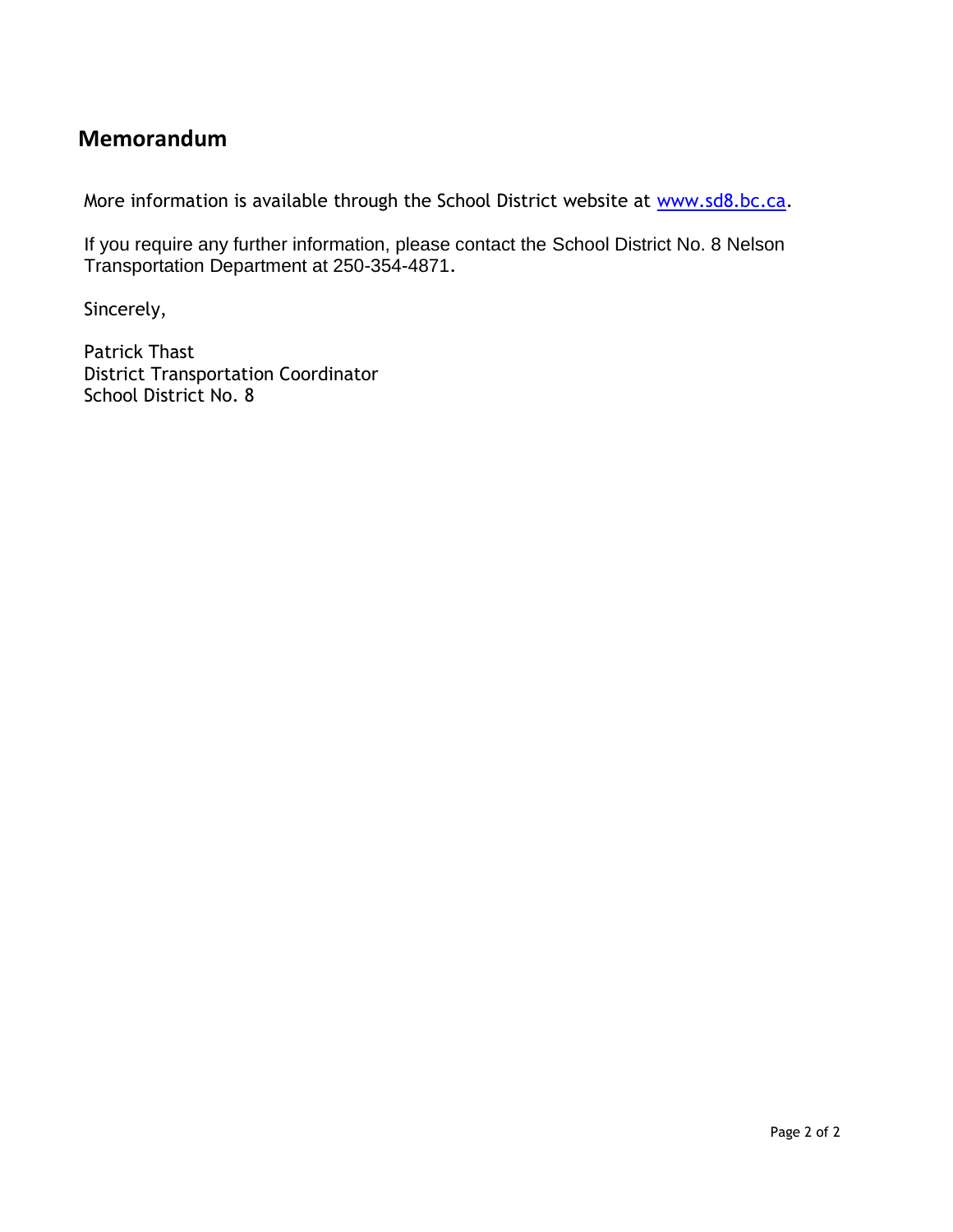## Memorandum

More information is available through the School District website at [www.sd8.bc.ca](http://www.sd8.bc.ca).

If you require any further information, please contact the School District No. 8 Nelson Transportation Department at 250-354-4871.

Sincerely,

Patrick Thast
District Transportation Coordinator
School District No. 8